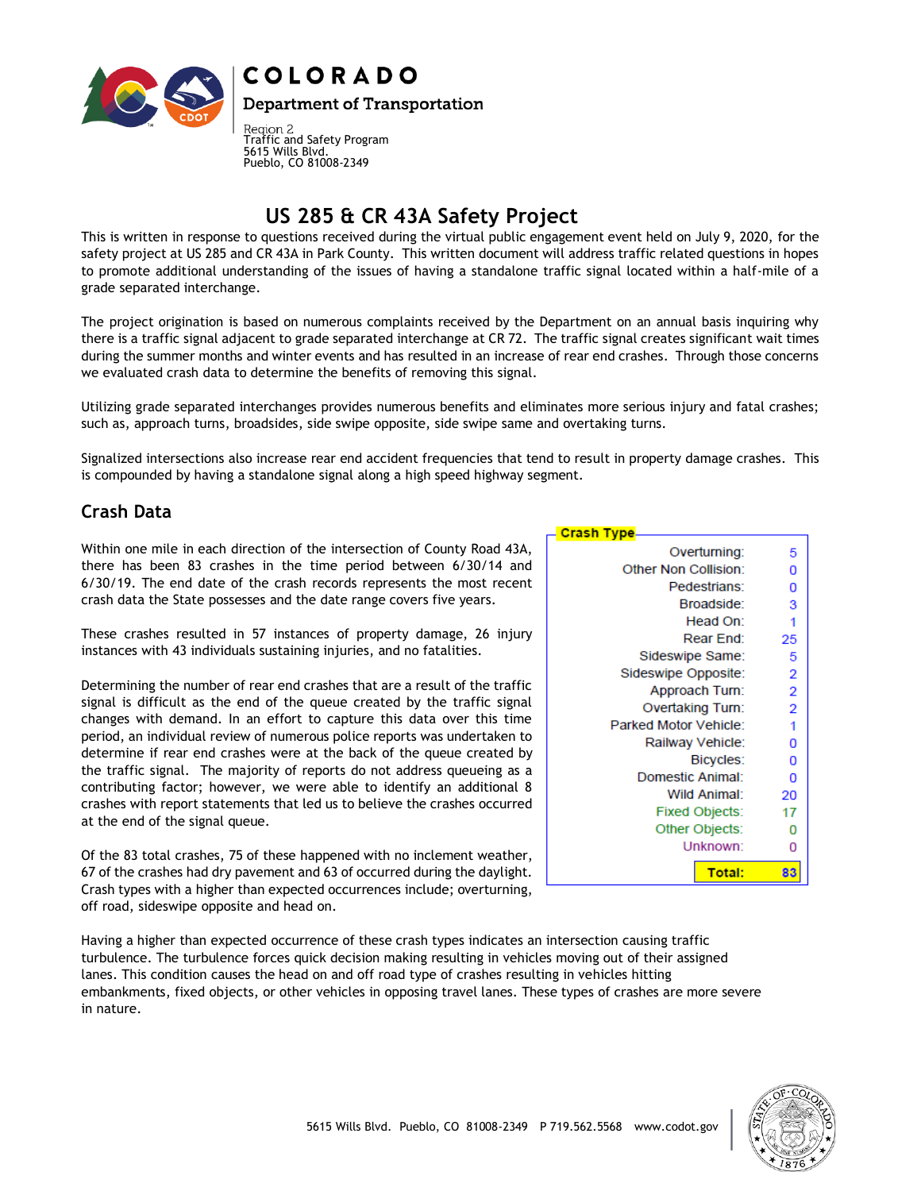COLORADO

Department of Transportation

Region 2
Traffic and Safety Program
5615 Wills Blvd.
Pueblo, CO 81008-2349

# US 285 & CR 43A Safety Project

This is written in response to questions received during the virtual public engagement event held on July 9, 2020, for the safety project at US 285 and CR 43A in Park County. This written document will address traffic related questions in hopes to promote additional understanding of the issues of having a standalone traffic signal located within a half-mile of a grade separated interchange.

The project origination is based on numerous complaints received by the Department on an annual basis inquiring why there is a traffic signal adjacent to grade separated interchange at CR 72. The traffic signal creates significant wait times during the summer months and winter events and has resulted in an increase of rear end crashes. Through those concerns we evaluated crash data to determine the benefits of removing this signal.

Utilizing grade separated interchanges provides numerous benefits and eliminates more serious injury and fatal crashes; such as, approach turns, broadsides, side swipe opposite, side swipe same and overtaking turns.

Signalized intersections also increase rear end accident frequencies that tend to result in property damage crashes. This is compounded by having a standalone signal along a high speed highway segment.

## Crash Data

Within one mile in each direction of the intersection of County Road 43A, there has been 83 crashes in the time period between 6/30/14 and 6/30/19. The end date of the crash records represents the most recent crash data the State possesses and the date range covers five years.

These crashes resulted in 57 instances of property damage, 26 injury instances with 43 individuals sustaining injuries, and no fatalities.

Determining the number of rear end crashes that are a result of the traffic signal is difficult as the end of the queue created by the traffic signal changes with demand. In an effort to capture this data over this time period, an individual review of numerous police reports was undertaken to determine if rear end crashes were at the back of the queue created by the traffic signal. The majority of reports do not address queueing as a contributing factor; however, we were able to identify an additional 8 crashes with report statements that led us to believe the crashes occurred at the end of the signal queue.

Of the 83 total crashes, 75 of these happened with no inclement weather, 67 of the crashes had dry pavement and 63 of occurred during the daylight. Crash types with a higher than expected occurrences include; overturning, off road, sideswipe opposite and head on.

| Crash Type | |
|---|---|
| Overturning: | 5 |
| Other Non Collision: | 0 |
| Pedestrians: | 0 |
| Broadside: | 3 |
| Head On: | 1 |
| Rear End: | 25 |
| Sideswipe Same: | 5 |
| Sideswipe Opposite: | 2 |
| Approach Turn: | 2 |
| Overtaking Turn: | 2 |
| Parked Motor Vehicle: | 1 |
| Railway Vehicle: | 0 |
| Bicycles: | 0 |
| Domestic Animal: | 0 |
| Wild Animal: | 20 |
| Fixed Objects: | 17 |
| Other Objects: | 0 |
| Unknown: | 0 |
| **Total:** | **83** |

Having a higher than expected occurrence of these crash types indicates an intersection causing traffic turbulence. The turbulence forces quick decision making resulting in vehicles moving out of their assigned lanes. This condition causes the head on and off road type of crashes resulting in vehicles hitting embankments, fixed objects, or other vehicles in opposing travel lanes. These types of crashes are more severe in nature.

5615 Wills Blvd. Pueblo, CO 81008-2349 P 719.562.5568 www.codot.gov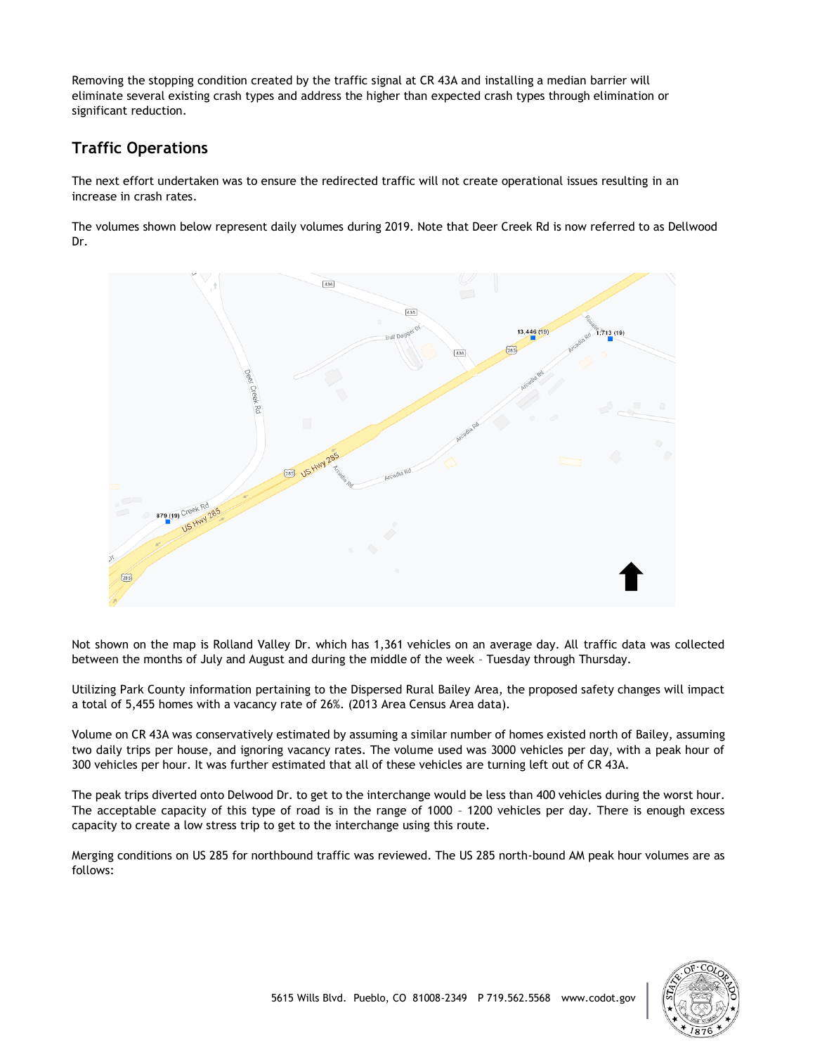Removing the stopping condition created by the traffic signal at CR 43A and installing a median barrier will eliminate several existing crash types and address the higher than expected crash types through elimination or significant reduction.

## Traffic Operations

The next effort undertaken was to ensure the redirected traffic will not create operational issues resulting in an increase in crash rates.

The volumes shown below represent daily volumes during 2019. Note that Deer Creek Rd is now referred to as Dellwood Dr.

Not shown on the map is Rolland Valley Dr. which has 1,361 vehicles on an average day. All traffic data was collected between the months of July and August and during the middle of the week – Tuesday through Thursday.

Utilizing Park County information pertaining to the Dispersed Rural Bailey Area, the proposed safety changes will impact a total of 5,455 homes with a vacancy rate of 26%. (2013 Area Census Area data).

Volume on CR 43A was conservatively estimated by assuming a similar number of homes existed north of Bailey, assuming two daily trips per house, and ignoring vacancy rates. The volume used was 3000 vehicles per day, with a peak hour of 300 vehicles per hour. It was further estimated that all of these vehicles are turning left out of CR 43A.

The peak trips diverted onto Delwood Dr. to get to the interchange would be less than 400 vehicles during the worst hour. The acceptable capacity of this type of road is in the range of 1000 – 1200 vehicles per day. There is enough excess capacity to create a low stress trip to get to the interchange using this route.

Merging conditions on US 285 for northbound traffic was reviewed. The US 285 north-bound AM peak hour volumes are as follows: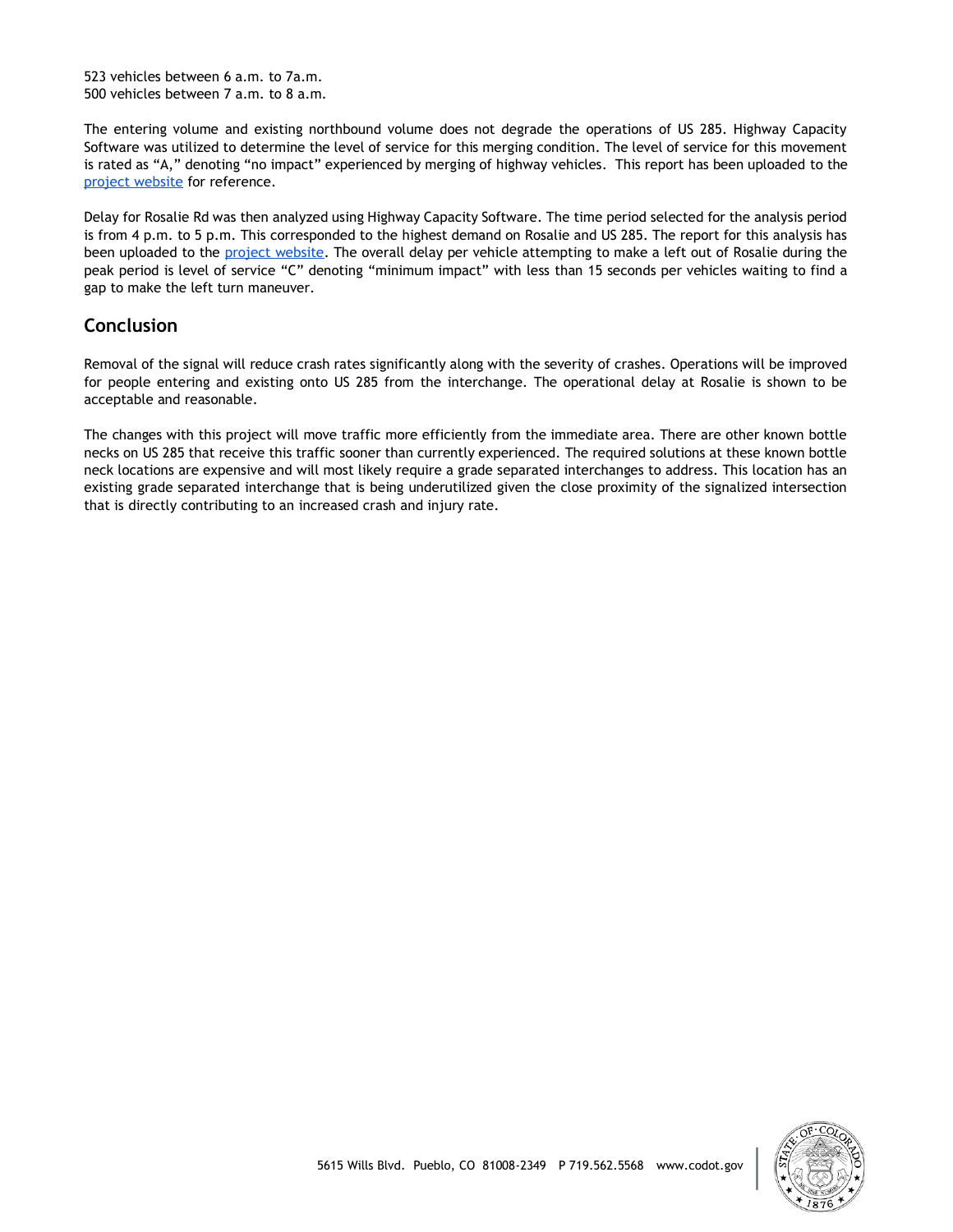523 vehicles between 6 a.m. to 7a.m.
500 vehicles between 7 a.m. to 8 a.m.

The entering volume and existing northbound volume does not degrade the operations of US 285. Highway Capacity Software was utilized to determine the level of service for this merging condition. The level of service for this movement is rated as "A," denoting "no impact" experienced by merging of highway vehicles. This report has been uploaded to the project website for reference.

Delay for Rosalie Rd was then analyzed using Highway Capacity Software. The time period selected for the analysis period is from 4 p.m. to 5 p.m. This corresponded to the highest demand on Rosalie and US 285. The report for this analysis has been uploaded to the project website. The overall delay per vehicle attempting to make a left out of Rosalie during the peak period is level of service "C" denoting "minimum impact" with less than 15 seconds per vehicles waiting to find a gap to make the left turn maneuver.

## Conclusion

Removal of the signal will reduce crash rates significantly along with the severity of crashes. Operations will be improved for people entering and existing onto US 285 from the interchange. The operational delay at Rosalie is shown to be acceptable and reasonable.

The changes with this project will move traffic more efficiently from the immediate area. There are other known bottle necks on US 285 that receive this traffic sooner than currently experienced. The required solutions at these known bottle neck locations are expensive and will most likely require a grade separated interchanges to address. This location has an existing grade separated interchange that is being underutilized given the close proximity of the signalized intersection that is directly contributing to an increased crash and injury rate.